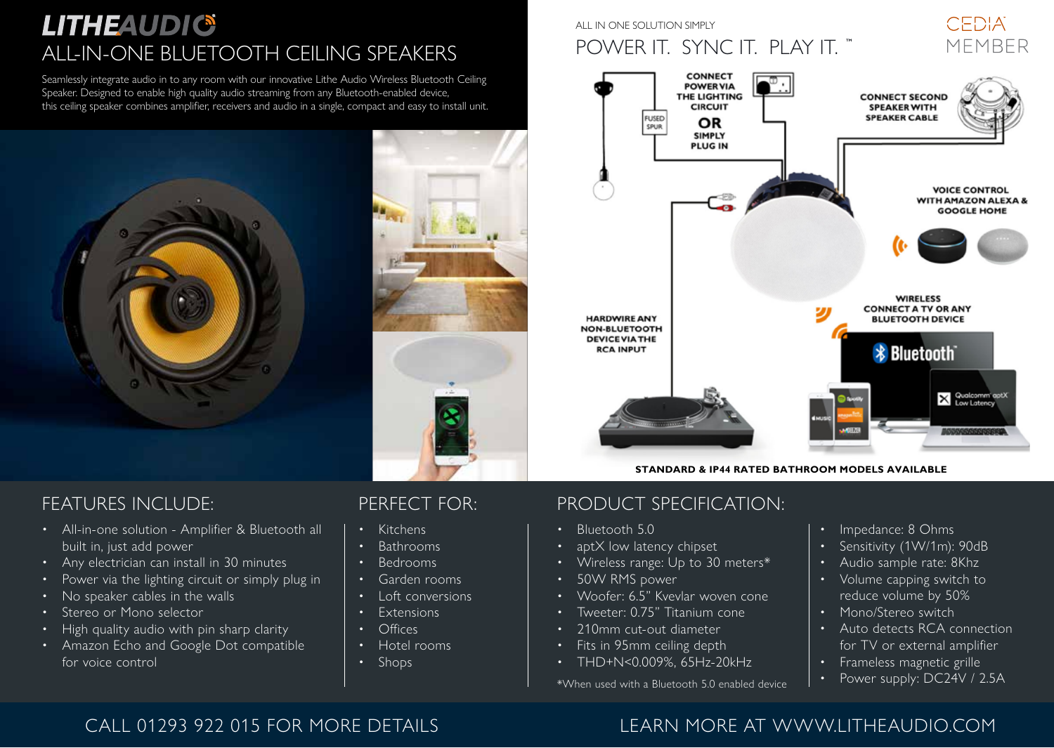# LITHEAUDIO

## ALL-IN-ONE BLUETOOTH CEILING SPEAKERS

Seamlessly integrate audio in to any room with our innovative Lithe Audio Wireless Bluetooth Ceiling Speaker. Designed to enable high quality audio streaming from any Bluetooth-enabled device, this ceiling speaker combines amplifier, receivers and audio in a single, compact and easy to install unit.

ALL IN ONE SOLUTION SIMPLY

## POWER IT. SYNC IT. PLAY IT.™

CEDIA MEMBER

CONNECT POWER VIA THE LIGHTING CIRCUIT OR SIMPLY PLUG IN

FUSED SPUR

CONNECT SECOND SPEAKER WITH SPEAKER CABLE

VOICE CONTROL WITH AMAZON ALEXA & GOOGLE HOME

WIRELESS CONNECT A TV OR ANY BLUETOOTH DEVICE

HARDWIRE ANY NON-BLUETOOTH DEVICE VIA THE RCA INPUT

Bluetooth

Qualcomm aptX Low Latency

**STANDARD & IP44 RATED BATHROOM MODELS AVAILABLE**

## FEATURES INCLUDE:

- All-in-one solution - Amplifier & Bluetooth all built in, just add power
- Any electrician can install in 30 minutes
- Power via the lighting circuit or simply plug in
- No speaker cables in the walls
- Stereo or Mono selector
- High quality audio with pin sharp clarity
- Amazon Echo and Google Dot compatible for voice control

## PERFECT FOR:

- Kitchens
- Bathrooms
- Bedrooms
- Garden rooms
- Loft conversions
- Extensions
- Offices
- Hotel rooms
- Shops

## PRODUCT SPECIFICATION:

- Bluetooth 5.0
- aptX low latency chipset
- Wireless range: Up to 30 meters*
- 50W RMS power
- Woofer: 6.5" Kvevlar woven cone
- Tweeter: 0.75" Titanium cone
- 210mm cut-out diameter
- Fits in 95mm ceiling depth
- THD+N<0.009%, 65Hz-20kHz
- Impedance: 8 Ohms
- Sensitivity (1W/1m): 90dB
- Audio sample rate: 8Khz
- Volume capping switch to reduce volume by 50%
- Mono/Stereo switch
- Auto detects RCA connection for TV or external amplifier
- Frameless magnetic grille
- Power supply: DC24V / 2.5A

*When used with a Bluetooth 5.0 enabled device

CALL 01293 922 015 FOR MORE DETAILS

LEARN MORE AT WWW.LITHEAUDIO.COM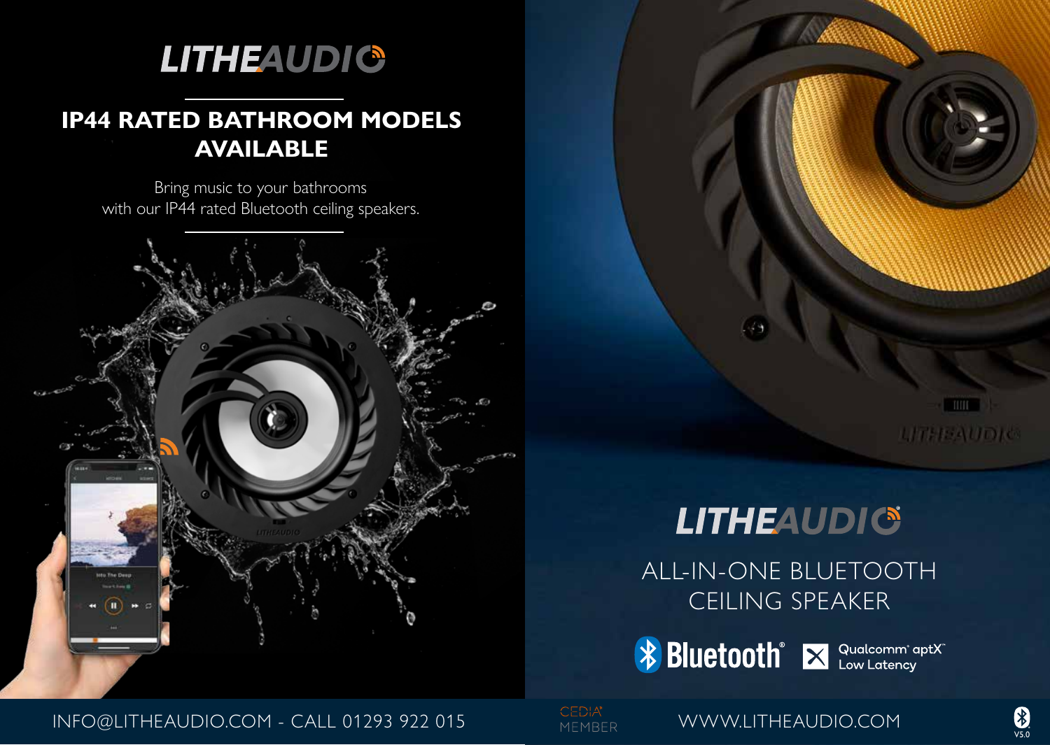# LITHEAUDIO

## IP44 RATED BATHROOM MODELS AVAILABLE

Bring music to your bathrooms
with our IP44 rated Bluetooth ceiling speakers.

# LITHEAUDIO

## ALL-IN-ONE BLUETOOTH CEILING SPEAKER

Bluetooth® Qualcomm® aptX™ Low Latency

INFO@LITHEAUDIO.COM - CALL 01293 922 015

CEDIA® MEMBER

WWW.LITHEAUDIO.COM

V5.0